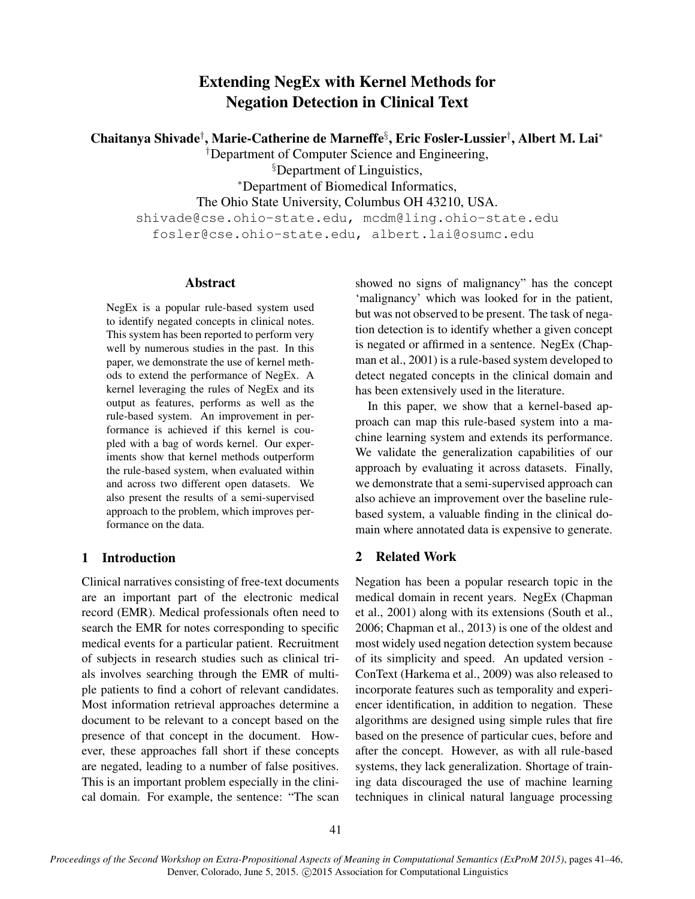# Extending NegEx with Kernel Methods for Negation Detection in Clinical Text

**Chaitanya Shivade[†], Marie-Catherine de Marneffe[§], Eric Fosler-Lussier[†], Albert M. Lai[*]**

[†]Department of Computer Science and Engineering,
[§]Department of Linguistics,
[*]Department of Biomedical Informatics,
The Ohio State University, Columbus OH 43210, USA.
shivade@cse.ohio-state.edu, mcdm@ling.ohio-state.edu
fosler@cse.ohio-state.edu, albert.lai@osumc.edu

## Abstract

NegEx is a popular rule-based system used to identify negated concepts in clinical notes. This system has been reported to perform very well by numerous studies in the past. In this paper, we demonstrate the use of kernel methods to extend the performance of NegEx. A kernel leveraging the rules of NegEx and its output as features, performs as well as the rule-based system. An improvement in performance is achieved if this kernel is coupled with a bag of words kernel. Our experiments show that kernel methods outperform the rule-based system, when evaluated within and across two different open datasets. We also present the results of a semi-supervised approach to the problem, which improves performance on the data.

## 1 Introduction

Clinical narratives consisting of free-text documents are an important part of the electronic medical record (EMR). Medical professionals often need to search the EMR for notes corresponding to specific medical events for a particular patient. Recruitment of subjects in research studies such as clinical trials involves searching through the EMR of multiple patients to find a cohort of relevant candidates. Most information retrieval approaches determine a document to be relevant to a concept based on the presence of that concept in the document. However, these approaches fall short if these concepts are negated, leading to a number of false positives. This is an important problem especially in the clinical domain. For example, the sentence: "The scan showed no signs of malignancy" has the concept 'malignancy' which was looked for in the patient, but was not observed to be present. The task of negation detection is to identify whether a given concept is negated or affirmed in a sentence. NegEx (Chapman et al., 2001) is a rule-based system developed to detect negated concepts in the clinical domain and has been extensively used in the literature.

In this paper, we show that a kernel-based approach can map this rule-based system into a machine learning system and extends its performance. We validate the generalization capabilities of our approach by evaluating it across datasets. Finally, we demonstrate that a semi-supervised approach can also achieve an improvement over the baseline rule-based system, a valuable finding in the clinical domain where annotated data is expensive to generate.

## 2 Related Work

Negation has been a popular research topic in the medical domain in recent years. NegEx (Chapman et al., 2001) along with its extensions (South et al., 2006; Chapman et al., 2013) is one of the oldest and most widely used negation detection system because of its simplicity and speed. An updated version - ConText (Harkema et al., 2009) was also released to incorporate features such as temporality and experiencer identification, in addition to negation. These algorithms are designed using simple rules that fire based on the presence of particular cues, before and after the concept. However, as with all rule-based systems, they lack generalization. Shortage of training data discouraged the use of machine learning techniques in clinical natural language processing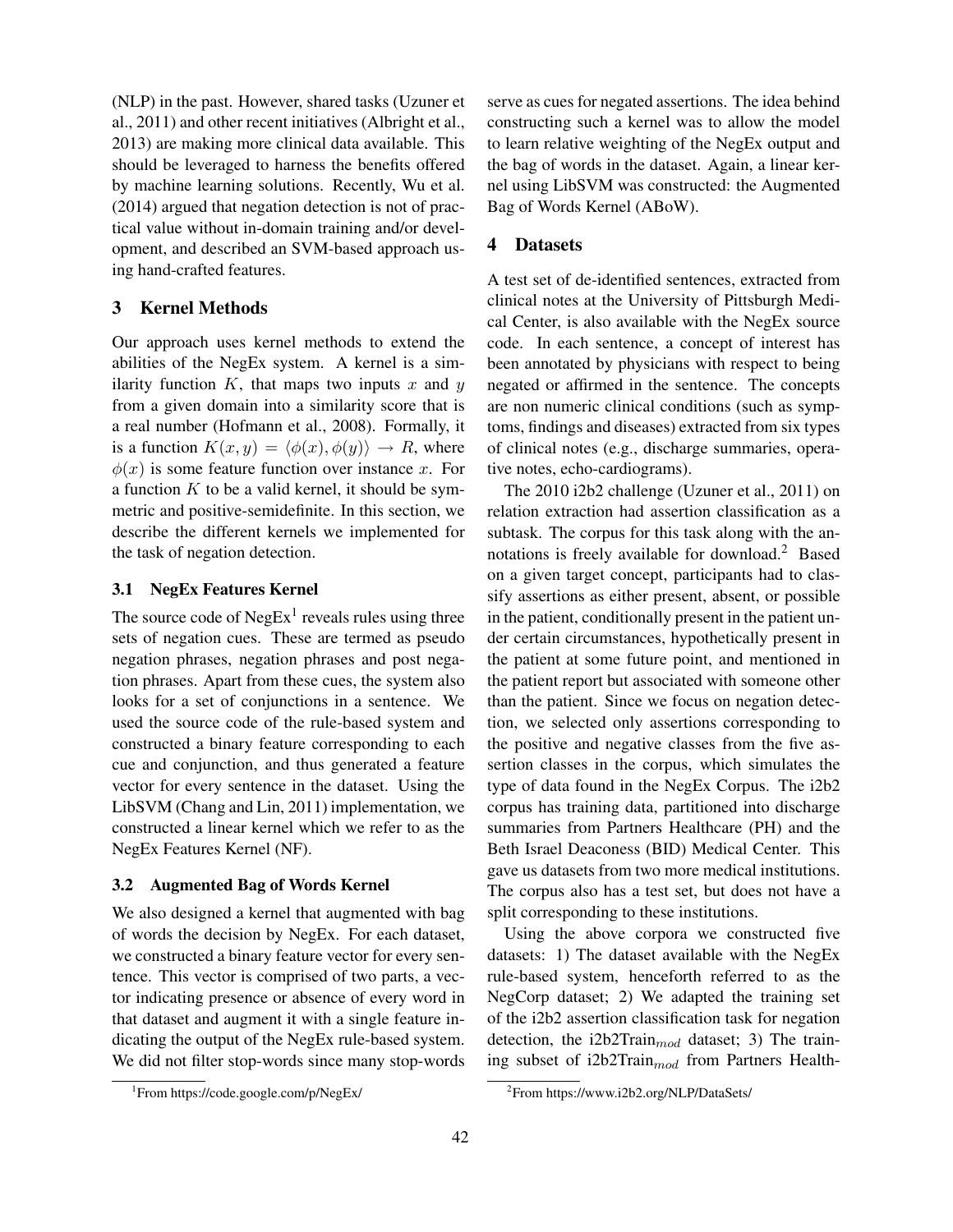(NLP) in the past. However, shared tasks (Uzuner et al., 2011) and other recent initiatives (Albright et al., 2013) are making more clinical data available. This should be leveraged to harness the benefits offered by machine learning solutions. Recently, Wu et al. (2014) argued that negation detection is not of practical value without in-domain training and/or development, and described an SVM-based approach using hand-crafted features.

## 3 Kernel Methods

Our approach uses kernel methods to extend the abilities of the NegEx system. A kernel is a similarity function $K$, that maps two inputs $x$ and $y$ from a given domain into a similarity score that is a real number (Hofmann et al., 2008). Formally, it is a function $K(x, y) = \langle \phi(x), \phi(y) \rangle \rightarrow R$, where $\phi(x)$ is some feature function over instance $x$. For a function $K$ to be a valid kernel, it should be symmetric and positive-semidefinite. In this section, we describe the different kernels we implemented for the task of negation detection.

### 3.1 NegEx Features Kernel

The source code of NegEx[1] reveals rules using three sets of negation cues. These are termed as pseudo negation phrases, negation phrases and post negation phrases. Apart from these cues, the system also looks for a set of conjunctions in a sentence. We used the source code of the rule-based system and constructed a binary feature corresponding to each cue and conjunction, and thus generated a feature vector for every sentence in the dataset. Using the LibSVM (Chang and Lin, 2011) implementation, we constructed a linear kernel which we refer to as the NegEx Features Kernel (NF).

### 3.2 Augmented Bag of Words Kernel

We also designed a kernel that augmented with bag of words the decision by NegEx. For each dataset, we constructed a binary feature vector for every sentence. This vector is comprised of two parts, a vector indicating presence or absence of every word in that dataset and augment it with a single feature indicating the output of the NegEx rule-based system. We did not filter stop-words since many stop-words serve as cues for negated assertions. The idea behind constructing such a kernel was to allow the model to learn relative weighting of the NegEx output and the bag of words in the dataset. Again, a linear kernel using LibSVM was constructed: the Augmented Bag of Words Kernel (ABoW).

## 4 Datasets

A test set of de-identified sentences, extracted from clinical notes at the University of Pittsburgh Medical Center, is also available with the NegEx source code. In each sentence, a concept of interest has been annotated by physicians with respect to being negated or affirmed in the sentence. The concepts are non numeric clinical conditions (such as symptoms, findings and diseases) extracted from six types of clinical notes (e.g., discharge summaries, operative notes, echo-cardiograms).

The 2010 i2b2 challenge (Uzuner et al., 2011) on relation extraction had assertion classification as a subtask. The corpus for this task along with the annotations is freely available for download.[2] Based on a given target concept, participants had to classify assertions as either present, absent, or possible in the patient, conditionally present in the patient under certain circumstances, hypothetically present in the patient at some future point, and mentioned in the patient report but associated with someone other than the patient. Since we focus on negation detection, we selected only assertions corresponding to the positive and negative classes from the five assertion classes in the corpus, which simulates the type of data found in the NegEx Corpus. The i2b2 corpus has training data, partitioned into discharge summaries from Partners Healthcare (PH) and the Beth Israel Deaconess (BID) Medical Center. This gave us datasets from two more medical institutions. The corpus also has a test set, but does not have a split corresponding to these institutions.

Using the above corpora we constructed five datasets: 1) The dataset available with the NegEx rule-based system, henceforth referred to as the NegCorp dataset; 2) We adapted the training set of the i2b2 assertion classification task for negation detection, the i2b2Train$_{mod}$ dataset; 3) The training subset of i2b2Train$_{mod}$ from Partners Health-

[1] From https://code.google.com/p/NegEx/

[2] From https://www.i2b2.org/NLP/DataSets/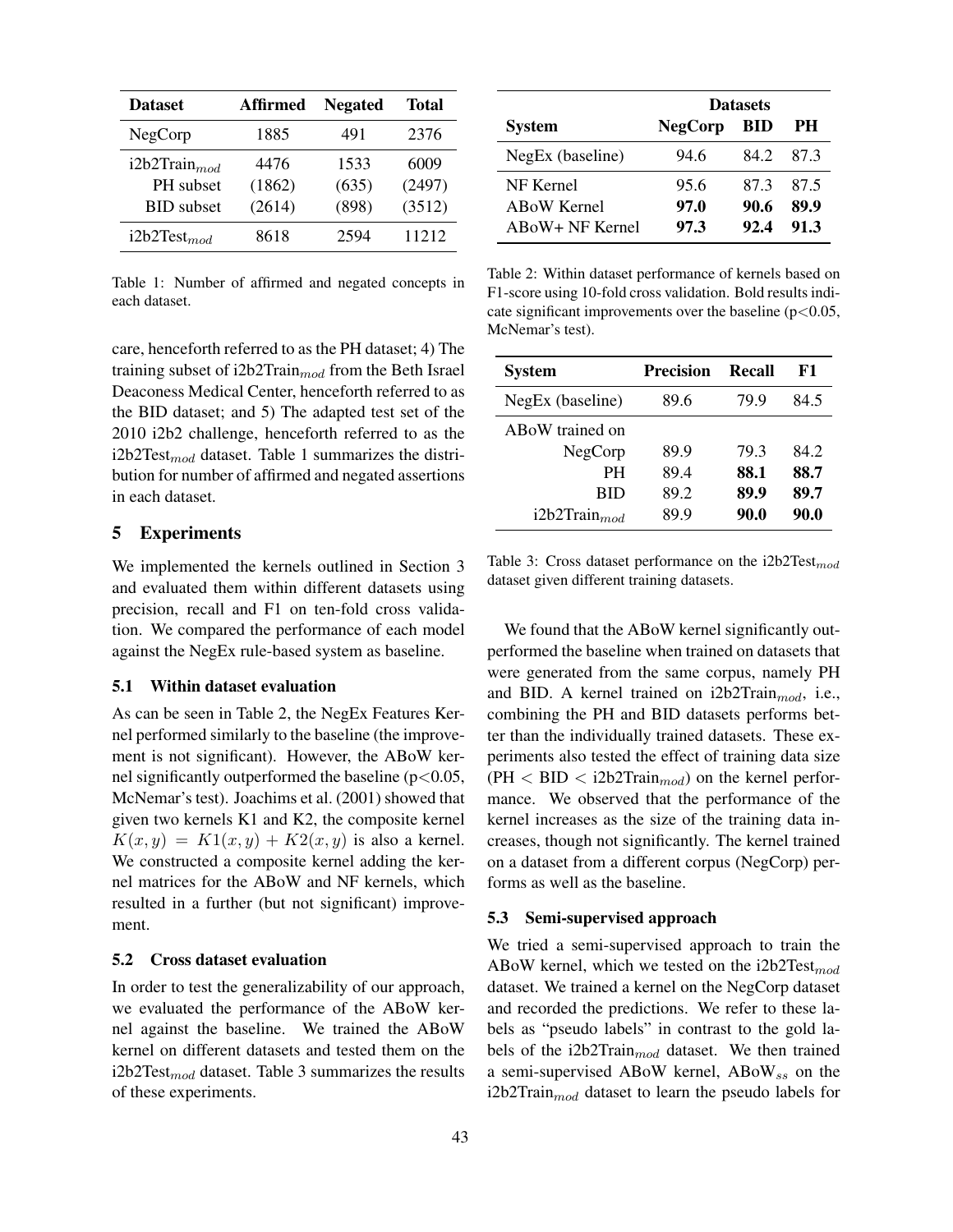| Dataset | Affirmed | Negated | Total |
|---|---|---|---|
| NegCorp | 1885 | 491 | 2376 |
| i2b2Train$_{mod}$ | 4476 | 1533 | 6009 |
| PH subset | (1862) | (635) | (2497) |
| BID subset | (2614) | (898) | (3512) |
| i2b2Test$_{mod}$ | 8618 | 2594 | 11212 |

Table 1: Number of affirmed and negated concepts in each dataset.

care, henceforth referred to as the PH dataset; 4) The training subset of i2b2Train$_{mod}$ from the Beth Israel Deaconess Medical Center, henceforth referred to as the BID dataset; and 5) The adapted test set of the 2010 i2b2 challenge, henceforth referred to as the i2b2Test$_{mod}$ dataset. Table 1 summarizes the distribution for number of affirmed and negated assertions in each dataset.

## 5 Experiments

We implemented the kernels outlined in Section 3 and evaluated them within different datasets using precision, recall and F1 on ten-fold cross validation. We compared the performance of each model against the NegEx rule-based system as baseline.

### 5.1 Within dataset evaluation

As can be seen in Table 2, the NegEx Features Kernel performed similarly to the baseline (the improvement is not significant). However, the ABoW kernel significantly outperformed the baseline ($p<0.05$, McNemar's test). Joachims et al. (2001) showed that given two kernels K1 and K2, the composite kernel $K(x, y) = K1(x, y) + K2(x, y)$ is also a kernel. We constructed a composite kernel adding the kernel matrices for the ABoW and NF kernels, which resulted in a further (but not significant) improvement.

### 5.2 Cross dataset evaluation

In order to test the generalizability of our approach, we evaluated the performance of the ABoW kernel against the baseline. We trained the ABoW kernel on different datasets and tested them on the i2b2Test$_{mod}$ dataset. Table 3 summarizes the results of these experiments.

| | Datasets | | |
|---|---|---|---|
| **System** | **NegCorp** | **BID** | **PH** |
| NegEx (baseline) | 94.6 | 84.2 | 87.3 |
| NF Kernel | 95.6 | 87.3 | 87.5 |
| ABoW Kernel | **97.0** | **90.6** | **89.9** |
| ABoW+ NF Kernel | **97.3** | **92.4** | **91.3** |

Table 2: Within dataset performance of kernels based on F1-score using 10-fold cross validation. Bold results indicate significant improvements over the baseline ($p<0.05$, McNemar's test).

| System | Precision | Recall | F1 |
|---|---|---|---|
| NegEx (baseline) | 89.6 | 79.9 | 84.5 |
| ABoW trained on | | | |
| NegCorp | 89.9 | 79.3 | 84.2 |
| PH | 89.4 | **88.1** | **88.7** |
| BID | 89.2 | **89.9** | **89.7** |
| i2b2Train$_{mod}$ | 89.9 | **90.0** | **90.0** |

Table 3: Cross dataset performance on the i2b2Test$_{mod}$ dataset given different training datasets.

We found that the ABoW kernel significantly outperformed the baseline when trained on datasets that were generated from the same corpus, namely PH and BID. A kernel trained on i2b2Train$_{mod}$, i.e., combining the PH and BID datasets performs better than the individually trained datasets. These experiments also tested the effect of training data size (PH $<$ BID $<$ i2b2Train$_{mod}$) on the kernel performance. We observed that the performance of the kernel increases as the size of the training data increases, though not significantly. The kernel trained on a dataset from a different corpus (NegCorp) performs as well as the baseline.

### 5.3 Semi-supervised approach

We tried a semi-supervised approach to train the ABoW kernel, which we tested on the i2b2Test$_{mod}$ dataset. We trained a kernel on the NegCorp dataset and recorded the predictions. We refer to these labels as "pseudo labels" in contrast to the gold labels of the i2b2Train$_{mod}$ dataset. We then trained a semi-supervised ABoW kernel, ABoW$_{ss}$ on the i2b2Train$_{mod}$ dataset to learn the pseudo labels for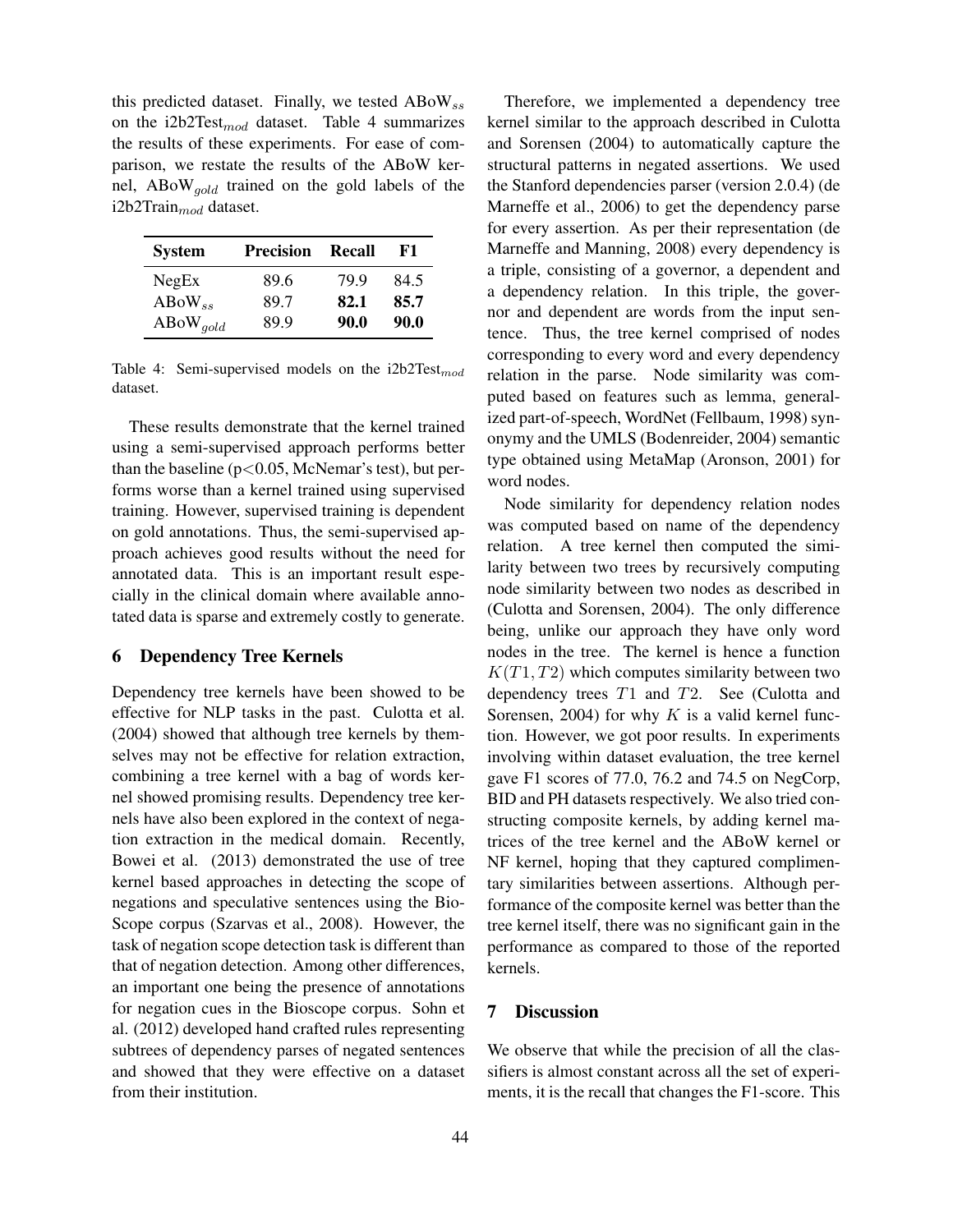this predicted dataset. Finally, we tested ABoW$_{ss}$ on the i2b2Test$_{mod}$ dataset. Table 4 summarizes the results of these experiments. For ease of comparison, we restate the results of the ABoW kernel, ABoW$_{gold}$ trained on the gold labels of the i2b2Train$_{mod}$ dataset.

| System | Precision | Recall | F1 |
|---|---|---|---|
| NegEx | 89.6 | 79.9 | 84.5 |
| ABoW$_{ss}$ | 89.7 | **82.1** | **85.7** |
| ABoW$_{gold}$ | 89.9 | **90.0** | **90.0** |

Table 4: Semi-supervised models on the i2b2Test$_{mod}$ dataset.

These results demonstrate that the kernel trained using a semi-supervised approach performs better than the baseline ($p<0.05$, McNemar's test), but performs worse than a kernel trained using supervised training. However, supervised training is dependent on gold annotations. Thus, the semi-supervised approach achieves good results without the need for annotated data. This is an important result especially in the clinical domain where available annotated data is sparse and extremely costly to generate.

## 6 Dependency Tree Kernels

Dependency tree kernels have been showed to be effective for NLP tasks in the past. Culotta et al. (2004) showed that although tree kernels by themselves may not be effective for relation extraction, combining a tree kernel with a bag of words kernel showed promising results. Dependency tree kernels have also been explored in the context of negation extraction in the medical domain. Recently, Bowei et al. (2013) demonstrated the use of tree kernel based approaches in detecting the scope of negations and speculative sentences using the BioScope corpus (Szarvas et al., 2008). However, the task of negation scope detection task is different than that of negation detection. Among other differences, an important one being the presence of annotations for negation cues in the Bioscope corpus. Sohn et al. (2012) developed hand crafted rules representing subtrees of dependency parses of negated sentences and showed that they were effective on a dataset from their institution.

Therefore, we implemented a dependency tree kernel similar to the approach described in Culotta and Sorensen (2004) to automatically capture the structural patterns in negated assertions. We used the Stanford dependencies parser (version 2.0.4) (de Marneffe et al., 2006) to get the dependency parse for every assertion. As per their representation (de Marneffe and Manning, 2008) every dependency is a triple, consisting of a governor, a dependent and a dependency relation. In this triple, the governor and dependent are words from the input sentence. Thus, the tree kernel comprised of nodes corresponding to every word and every dependency relation in the parse. Node similarity was computed based on features such as lemma, generalized part-of-speech, WordNet (Fellbaum, 1998) synonymy and the UMLS (Bodenreider, 2004) semantic type obtained using MetaMap (Aronson, 2001) for word nodes.

Node similarity for dependency relation nodes was computed based on name of the dependency relation. A tree kernel then computed the similarity between two trees by recursively computing node similarity between two nodes as described in (Culotta and Sorensen, 2004). The only difference being, unlike our approach they have only word nodes in the tree. The kernel is hence a function $K(T1, T2)$ which computes similarity between two dependency trees $T1$ and $T2$. See (Culotta and Sorensen, 2004) for why $K$ is a valid kernel function. However, we got poor results. In experiments involving within dataset evaluation, the tree kernel gave F1 scores of 77.0, 76.2 and 74.5 on NegCorp, BID and PH datasets respectively. We also tried constructing composite kernels, by adding kernel matrices of the tree kernel and the ABoW kernel or NF kernel, hoping that they captured complimentary similarities between assertions. Although performance of the composite kernel was better than the tree kernel itself, there was no significant gain in the performance as compared to those of the reported kernels.

## 7 Discussion

We observe that while the precision of all the classifiers is almost constant across all the set of experiments, it is the recall that changes the F1-score. This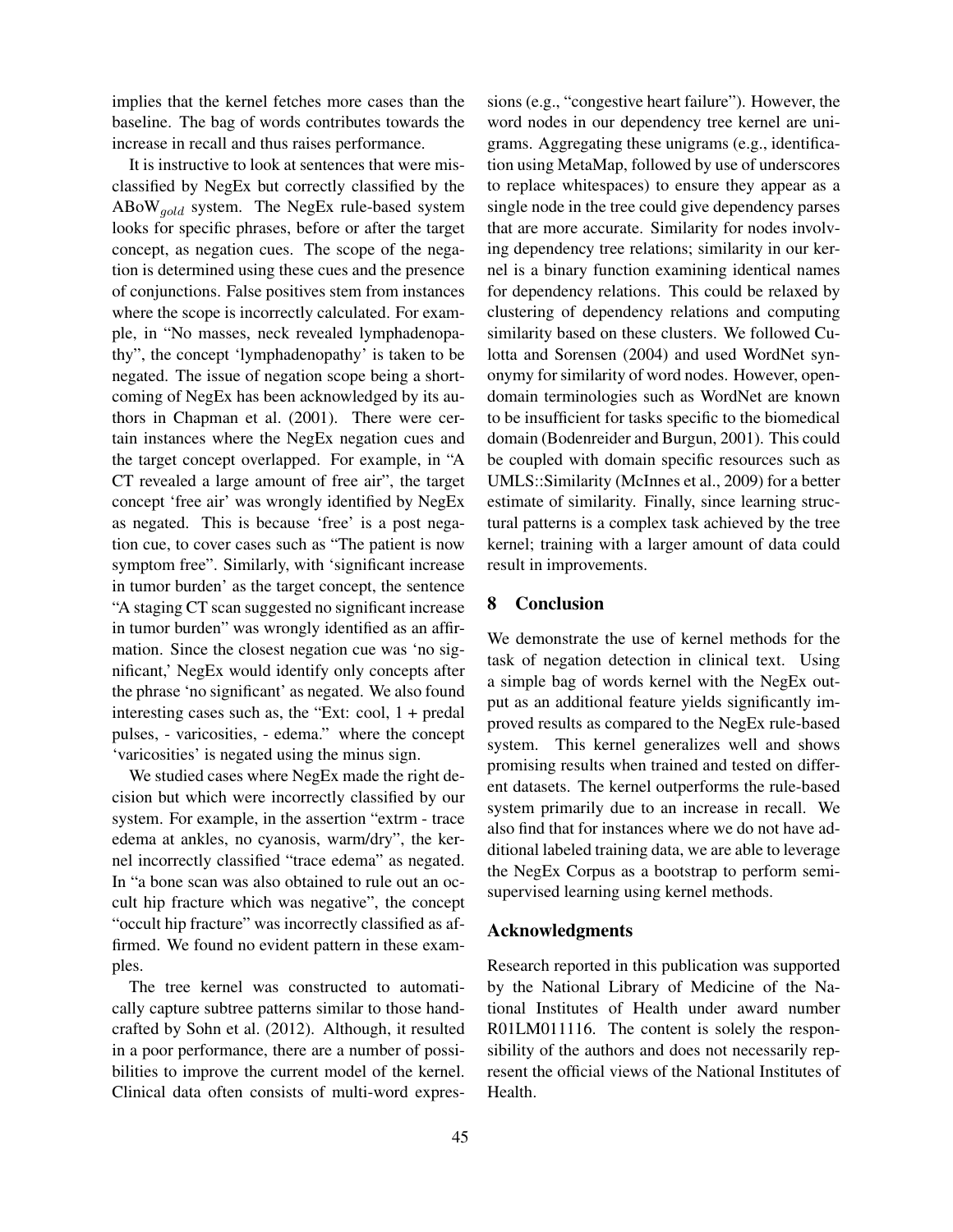implies that the kernel fetches more cases than the baseline. The bag of words contributes towards the increase in recall and thus raises performance.

It is instructive to look at sentences that were misclassified by NegEx but correctly classified by the $\text{ABoW}_{gold}$ system. The NegEx rule-based system looks for specific phrases, before or after the target concept, as negation cues. The scope of the negation is determined using these cues and the presence of conjunctions. False positives stem from instances where the scope is incorrectly calculated. For example, in "No masses, neck revealed lymphadenopathy", the concept 'lymphadenopathy' is taken to be negated. The issue of negation scope being a shortcoming of NegEx has been acknowledged by its authors in Chapman et al. (2001). There were certain instances where the NegEx negation cues and the target concept overlapped. For example, in "A CT revealed a large amount of free air", the target concept 'free air' was wrongly identified by NegEx as negated. This is because 'free' is a post negation cue, to cover cases such as "The patient is now symptom free". Similarly, with 'significant increase in tumor burden' as the target concept, the sentence "A staging CT scan suggested no significant increase in tumor burden" was wrongly identified as an affirmation. Since the closest negation cue was 'no significant,' NegEx would identify only concepts after the phrase 'no significant' as negated. We also found interesting cases such as, the "Ext: cool, 1 + predal pulses, - varicosities, - edema." where the concept 'varicosities' is negated using the minus sign.

We studied cases where NegEx made the right decision but which were incorrectly classified by our system. For example, in the assertion "extrm - trace edema at ankles, no cyanosis, warm/dry", the kernel incorrectly classified "trace edema" as negated. In "a bone scan was also obtained to rule out an occult hip fracture which was negative", the concept "occult hip fracture" was incorrectly classified as affirmed. We found no evident pattern in these examples.

The tree kernel was constructed to automatically capture subtree patterns similar to those handcrafted by Sohn et al. (2012). Although, it resulted in a poor performance, there are a number of possibilities to improve the current model of the kernel. Clinical data often consists of multi-word expressions (e.g., "congestive heart failure"). However, the word nodes in our dependency tree kernel are unigrams. Aggregating these unigrams (e.g., identification using MetaMap, followed by use of underscores to replace whitespaces) to ensure they appear as a single node in the tree could give dependency parses that are more accurate. Similarity for nodes involving dependency tree relations; similarity in our kernel is a binary function examining identical names for dependency relations. This could be relaxed by clustering of dependency relations and computing similarity based on these clusters. We followed Culotta and Sorensen (2004) and used WordNet synonymy for similarity of word nodes. However, open-domain terminologies such as WordNet are known to be insufficient for tasks specific to the biomedical domain (Bodenreider and Burgun, 2001). This could be coupled with domain specific resources such as UMLS::Similarity (McInnes et al., 2009) for a better estimate of similarity. Finally, since learning structural patterns is a complex task achieved by the tree kernel; training with a larger amount of data could result in improvements.

## 8 Conclusion

We demonstrate the use of kernel methods for the task of negation detection in clinical text. Using a simple bag of words kernel with the NegEx output as an additional feature yields significantly improved results as compared to the NegEx rule-based system. This kernel generalizes well and shows promising results when trained and tested on different datasets. The kernel outperforms the rule-based system primarily due to an increase in recall. We also find that for instances where we do not have additional labeled training data, we are able to leverage the NegEx Corpus as a bootstrap to perform semi-supervised learning using kernel methods.

## Acknowledgments

Research reported in this publication was supported by the National Library of Medicine of the National Institutes of Health under award number R01LM011116. The content is solely the responsibility of the authors and does not necessarily represent the official views of the National Institutes of Health.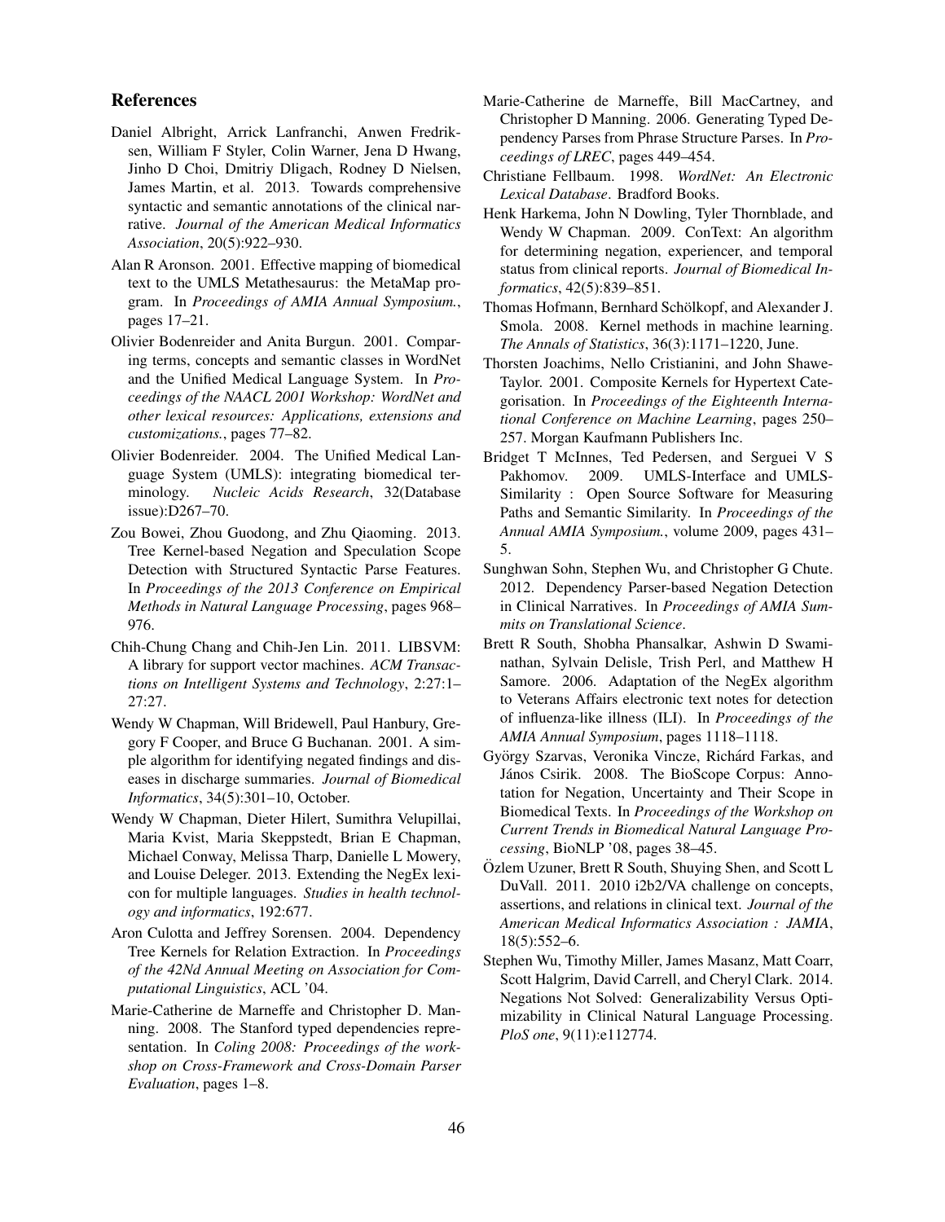## References

Daniel Albright, Arrick Lanfranchi, Anwen Fredriksen, William F Styler, Colin Warner, Jena D Hwang, Jinho D Choi, Dmitriy Dligach, Rodney D Nielsen, James Martin, et al. 2013. Towards comprehensive syntactic and semantic annotations of the clinical narrative. *Journal of the American Medical Informatics Association*, 20(5):922–930.

Alan R Aronson. 2001. Effective mapping of biomedical text to the UMLS Metathesaurus: the MetaMap program. In *Proceedings of AMIA Annual Symposium.*, pages 17–21.

Olivier Bodenreider and Anita Burgun. 2001. Comparing terms, concepts and semantic classes in WordNet and the Unified Medical Language System. In *Proceedings of the NAACL 2001 Workshop: WordNet and other lexical resources: Applications, extensions and customizations.*, pages 77–82.

Olivier Bodenreider. 2004. The Unified Medical Language System (UMLS): integrating biomedical terminology. *Nucleic Acids Research*, 32(Database issue):D267–70.

Zou Bowei, Zhou Guodong, and Zhu Qiaoming. 2013. Tree Kernel-based Negation and Speculation Scope Detection with Structured Syntactic Parse Features. In *Proceedings of the 2013 Conference on Empirical Methods in Natural Language Processing*, pages 968–976.

Chih-Chung Chang and Chih-Jen Lin. 2011. LIBSVM: A library for support vector machines. *ACM Transactions on Intelligent Systems and Technology*, 2:27:1–27:27.

Wendy W Chapman, Will Bridewell, Paul Hanbury, Gregory F Cooper, and Bruce G Buchanan. 2001. A simple algorithm for identifying negated findings and diseases in discharge summaries. *Journal of Biomedical Informatics*, 34(5):301–10, October.

Wendy W Chapman, Dieter Hilert, Sumithra Velupillai, Maria Kvist, Maria Skeppstedt, Brian E Chapman, Michael Conway, Melissa Tharp, Danielle L Mowery, and Louise Deleger. 2013. Extending the NegEx lexicon for multiple languages. *Studies in health technology and informatics*, 192:677.

Aron Culotta and Jeffrey Sorensen. 2004. Dependency Tree Kernels for Relation Extraction. In *Proceedings of the 42Nd Annual Meeting on Association for Computational Linguistics*, ACL '04.

Marie-Catherine de Marneffe and Christopher D. Manning. 2008. The Stanford typed dependencies representation. In *Coling 2008: Proceedings of the workshop on Cross-Framework and Cross-Domain Parser Evaluation*, pages 1–8.

Marie-Catherine de Marneffe, Bill MacCartney, and Christopher D Manning. 2006. Generating Typed Dependency Parses from Phrase Structure Parses. In *Proceedings of LREC*, pages 449–454.

Christiane Fellbaum. 1998. *WordNet: An Electronic Lexical Database*. Bradford Books.

Henk Harkema, John N Dowling, Tyler Thornblade, and Wendy W Chapman. 2009. ConText: An algorithm for determining negation, experiencer, and temporal status from clinical reports. *Journal of Biomedical Informatics*, 42(5):839–851.

Thomas Hofmann, Bernhard Schölkopf, and Alexander J. Smola. 2008. Kernel methods in machine learning. *The Annals of Statistics*, 36(3):1171–1220, June.

Thorsten Joachims, Nello Cristianini, and John Shawe-Taylor. 2001. Composite Kernels for Hypertext Categorisation. In *Proceedings of the Eighteenth International Conference on Machine Learning*, pages 250–257. Morgan Kaufmann Publishers Inc.

Bridget T McInnes, Ted Pedersen, and Serguei V S Pakhomov. 2009. UMLS-Interface and UMLS-Similarity : Open Source Software for Measuring Paths and Semantic Similarity. In *Proceedings of the Annual AMIA Symposium.*, volume 2009, pages 431–5.

Sunghwan Sohn, Stephen Wu, and Christopher G Chute. 2012. Dependency Parser-based Negation Detection in Clinical Narratives. In *Proceedings of AMIA Summits on Translational Science*.

Brett R South, Shobha Phansalkar, Ashwin D Swaminathan, Sylvain Delisle, Trish Perl, and Matthew H Samore. 2006. Adaptation of the NegEx algorithm to Veterans Affairs electronic text notes for detection of influenza-like illness (ILI). In *Proceedings of the AMIA Annual Symposium*, pages 1118–1118.

György Szarvas, Veronika Vincze, Richárd Farkas, and János Csirik. 2008. The BioScope Corpus: Annotation for Negation, Uncertainty and Their Scope in Biomedical Texts. In *Proceedings of the Workshop on Current Trends in Biomedical Natural Language Processing*, BioNLP '08, pages 38–45.

Özlem Uzuner, Brett R South, Shuying Shen, and Scott L DuVall. 2011. 2010 i2b2/VA challenge on concepts, assertions, and relations in clinical text. *Journal of the American Medical Informatics Association : JAMIA*, 18(5):552–6.

Stephen Wu, Timothy Miller, James Masanz, Matt Coarr, Scott Halgrim, David Carrell, and Cheryl Clark. 2014. Negations Not Solved: Generalizability Versus Optimizability in Clinical Natural Language Processing. *PloS one*, 9(11):e112774.